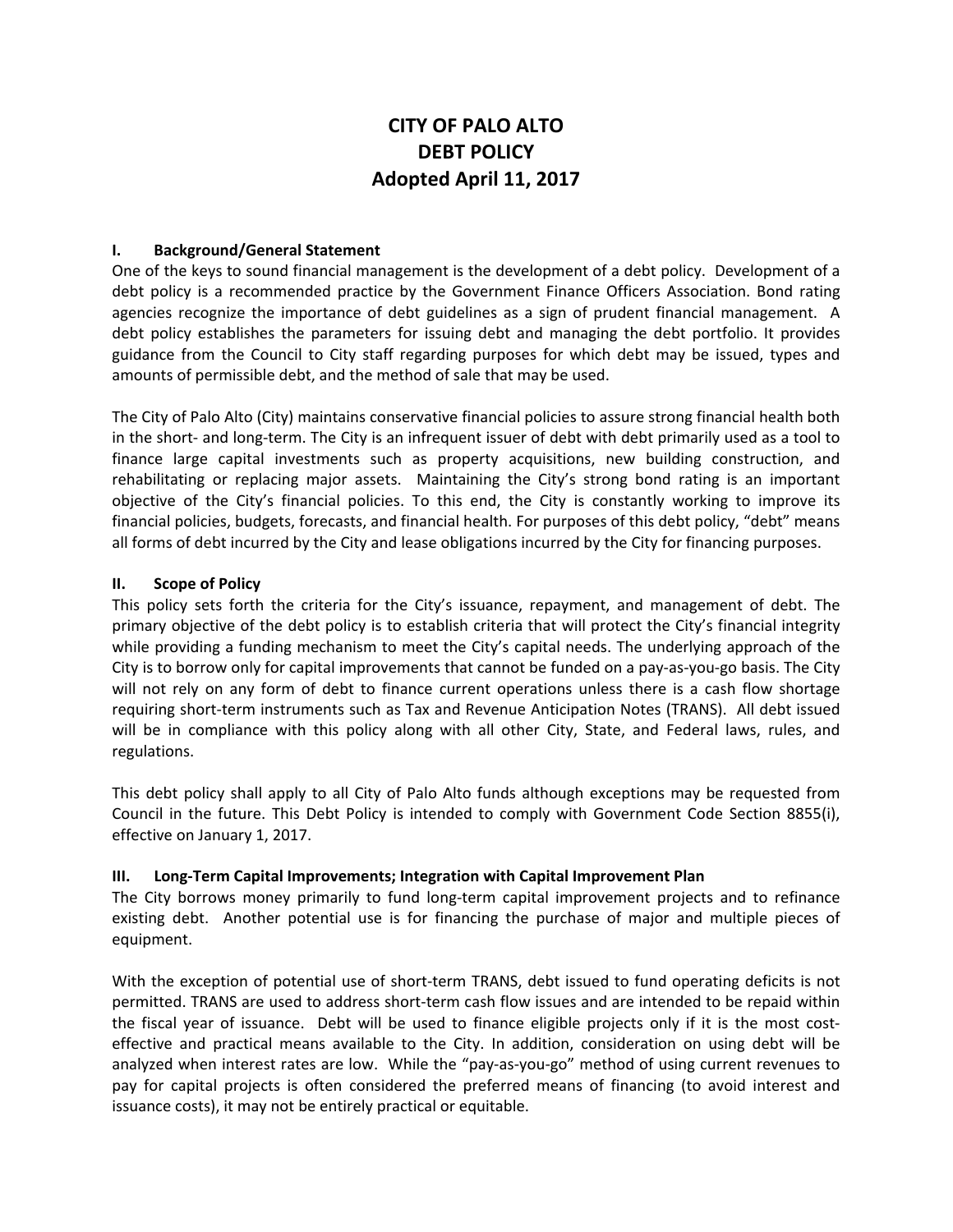# CITY OF PALO ALTO
# DEBT POLICY
# Adopted April 11, 2017

## I. Background/General Statement

One of the keys to sound financial management is the development of a debt policy. Development of a debt policy is a recommended practice by the Government Finance Officers Association. Bond rating agencies recognize the importance of debt guidelines as a sign of prudent financial management. A debt policy establishes the parameters for issuing debt and managing the debt portfolio. It provides guidance from the Council to City staff regarding purposes for which debt may be issued, types and amounts of permissible debt, and the method of sale that may be used.

The City of Palo Alto (City) maintains conservative financial policies to assure strong financial health both in the short- and long-term. The City is an infrequent issuer of debt with debt primarily used as a tool to finance large capital investments such as property acquisitions, new building construction, and rehabilitating or replacing major assets. Maintaining the City's strong bond rating is an important objective of the City's financial policies. To this end, the City is constantly working to improve its financial policies, budgets, forecasts, and financial health. For purposes of this debt policy, "debt" means all forms of debt incurred by the City and lease obligations incurred by the City for financing purposes.

## II. Scope of Policy

This policy sets forth the criteria for the City's issuance, repayment, and management of debt. The primary objective of the debt policy is to establish criteria that will protect the City's financial integrity while providing a funding mechanism to meet the City's capital needs. The underlying approach of the City is to borrow only for capital improvements that cannot be funded on a pay-as-you-go basis. The City will not rely on any form of debt to finance current operations unless there is a cash flow shortage requiring short-term instruments such as Tax and Revenue Anticipation Notes (TRANS). All debt issued will be in compliance with this policy along with all other City, State, and Federal laws, rules, and regulations.

This debt policy shall apply to all City of Palo Alto funds although exceptions may be requested from Council in the future. This Debt Policy is intended to comply with Government Code Section 8855(i), effective on January 1, 2017.

## III. Long-Term Capital Improvements; Integration with Capital Improvement Plan

The City borrows money primarily to fund long-term capital improvement projects and to refinance existing debt. Another potential use is for financing the purchase of major and multiple pieces of equipment.

With the exception of potential use of short-term TRANS, debt issued to fund operating deficits is not permitted. TRANS are used to address short-term cash flow issues and are intended to be repaid within the fiscal year of issuance. Debt will be used to finance eligible projects only if it is the most cost-effective and practical means available to the City. In addition, consideration on using debt will be analyzed when interest rates are low. While the "pay-as-you-go" method of using current revenues to pay for capital projects is often considered the preferred means of financing (to avoid interest and issuance costs), it may not be entirely practical or equitable.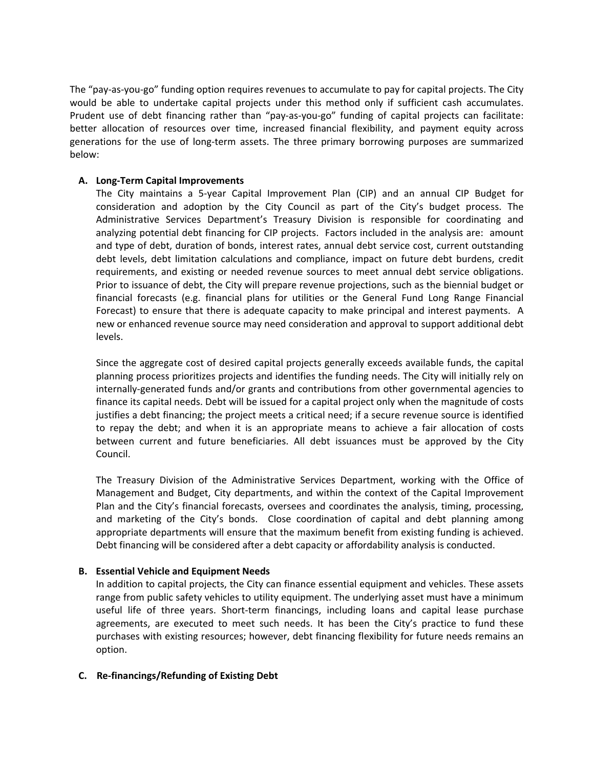The "pay-as-you-go" funding option requires revenues to accumulate to pay for capital projects. The City would be able to undertake capital projects under this method only if sufficient cash accumulates. Prudent use of debt financing rather than "pay-as-you-go" funding of capital projects can facilitate: better allocation of resources over time, increased financial flexibility, and payment equity across generations for the use of long-term assets. The three primary borrowing purposes are summarized below:

**A. Long-Term Capital Improvements**

The City maintains a 5-year Capital Improvement Plan (CIP) and an annual CIP Budget for consideration and adoption by the City Council as part of the City's budget process. The Administrative Services Department's Treasury Division is responsible for coordinating and analyzing potential debt financing for CIP projects. Factors included in the analysis are: amount and type of debt, duration of bonds, interest rates, annual debt service cost, current outstanding debt levels, debt limitation calculations and compliance, impact on future debt burdens, credit requirements, and existing or needed revenue sources to meet annual debt service obligations. Prior to issuance of debt, the City will prepare revenue projections, such as the biennial budget or financial forecasts (e.g. financial plans for utilities or the General Fund Long Range Financial Forecast) to ensure that there is adequate capacity to make principal and interest payments. A new or enhanced revenue source may need consideration and approval to support additional debt levels.

Since the aggregate cost of desired capital projects generally exceeds available funds, the capital planning process prioritizes projects and identifies the funding needs. The City will initially rely on internally-generated funds and/or grants and contributions from other governmental agencies to finance its capital needs. Debt will be issued for a capital project only when the magnitude of costs justifies a debt financing; the project meets a critical need; if a secure revenue source is identified to repay the debt; and when it is an appropriate means to achieve a fair allocation of costs between current and future beneficiaries. All debt issuances must be approved by the City Council.

The Treasury Division of the Administrative Services Department, working with the Office of Management and Budget, City departments, and within the context of the Capital Improvement Plan and the City's financial forecasts, oversees and coordinates the analysis, timing, processing, and marketing of the City's bonds. Close coordination of capital and debt planning among appropriate departments will ensure that the maximum benefit from existing funding is achieved. Debt financing will be considered after a debt capacity or affordability analysis is conducted.

**B. Essential Vehicle and Equipment Needs**

In addition to capital projects, the City can finance essential equipment and vehicles. These assets range from public safety vehicles to utility equipment. The underlying asset must have a minimum useful life of three years. Short-term financings, including loans and capital lease purchase agreements, are executed to meet such needs. It has been the City's practice to fund these purchases with existing resources; however, debt financing flexibility for future needs remains an option.

**C. Re-financings/Refunding of Existing Debt**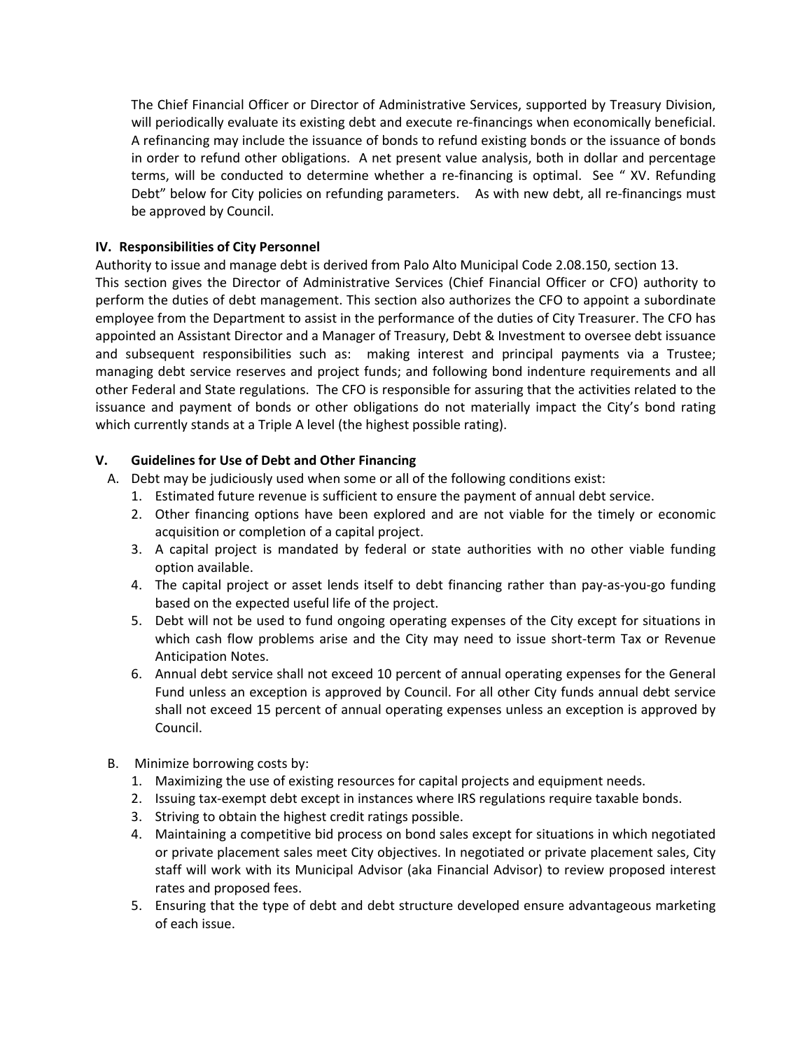The Chief Financial Officer or Director of Administrative Services, supported by Treasury Division, will periodically evaluate its existing debt and execute re-financings when economically beneficial. A refinancing may include the issuance of bonds to refund existing bonds or the issuance of bonds in order to refund other obligations. A net present value analysis, both in dollar and percentage terms, will be conducted to determine whether a re-financing is optimal. See " XV. Refunding Debt" below for City policies on refunding parameters. As with new debt, all re-financings must be approved by Council.

### IV. Responsibilities of City Personnel

Authority to issue and manage debt is derived from Palo Alto Municipal Code 2.08.150, section 13. This section gives the Director of Administrative Services (Chief Financial Officer or CFO) authority to perform the duties of debt management. This section also authorizes the CFO to appoint a subordinate employee from the Department to assist in the performance of the duties of City Treasurer. The CFO has appointed an Assistant Director and a Manager of Treasury, Debt & Investment to oversee debt issuance and subsequent responsibilities such as: making interest and principal payments via a Trustee; managing debt service reserves and project funds; and following bond indenture requirements and all other Federal and State regulations. The CFO is responsible for assuring that the activities related to the issuance and payment of bonds or other obligations do not materially impact the City's bond rating which currently stands at a Triple A level (the highest possible rating).

### V. Guidelines for Use of Debt and Other Financing

A. Debt may be judiciously used when some or all of the following conditions exist:
   1. Estimated future revenue is sufficient to ensure the payment of annual debt service.
   2. Other financing options have been explored and are not viable for the timely or economic acquisition or completion of a capital project.
   3. A capital project is mandated by federal or state authorities with no other viable funding option available.
   4. The capital project or asset lends itself to debt financing rather than pay-as-you-go funding based on the expected useful life of the project.
   5. Debt will not be used to fund ongoing operating expenses of the City except for situations in which cash flow problems arise and the City may need to issue short-term Tax or Revenue Anticipation Notes.
   6. Annual debt service shall not exceed 10 percent of annual operating expenses for the General Fund unless an exception is approved by Council. For all other City funds annual debt service shall not exceed 15 percent of annual operating expenses unless an exception is approved by Council.

B. Minimize borrowing costs by:
   1. Maximizing the use of existing resources for capital projects and equipment needs.
   2. Issuing tax-exempt debt except in instances where IRS regulations require taxable bonds.
   3. Striving to obtain the highest credit ratings possible.
   4. Maintaining a competitive bid process on bond sales except for situations in which negotiated or private placement sales meet City objectives. In negotiated or private placement sales, City staff will work with its Municipal Advisor (aka Financial Advisor) to review proposed interest rates and proposed fees.
   5. Ensuring that the type of debt and debt structure developed ensure advantageous marketing of each issue.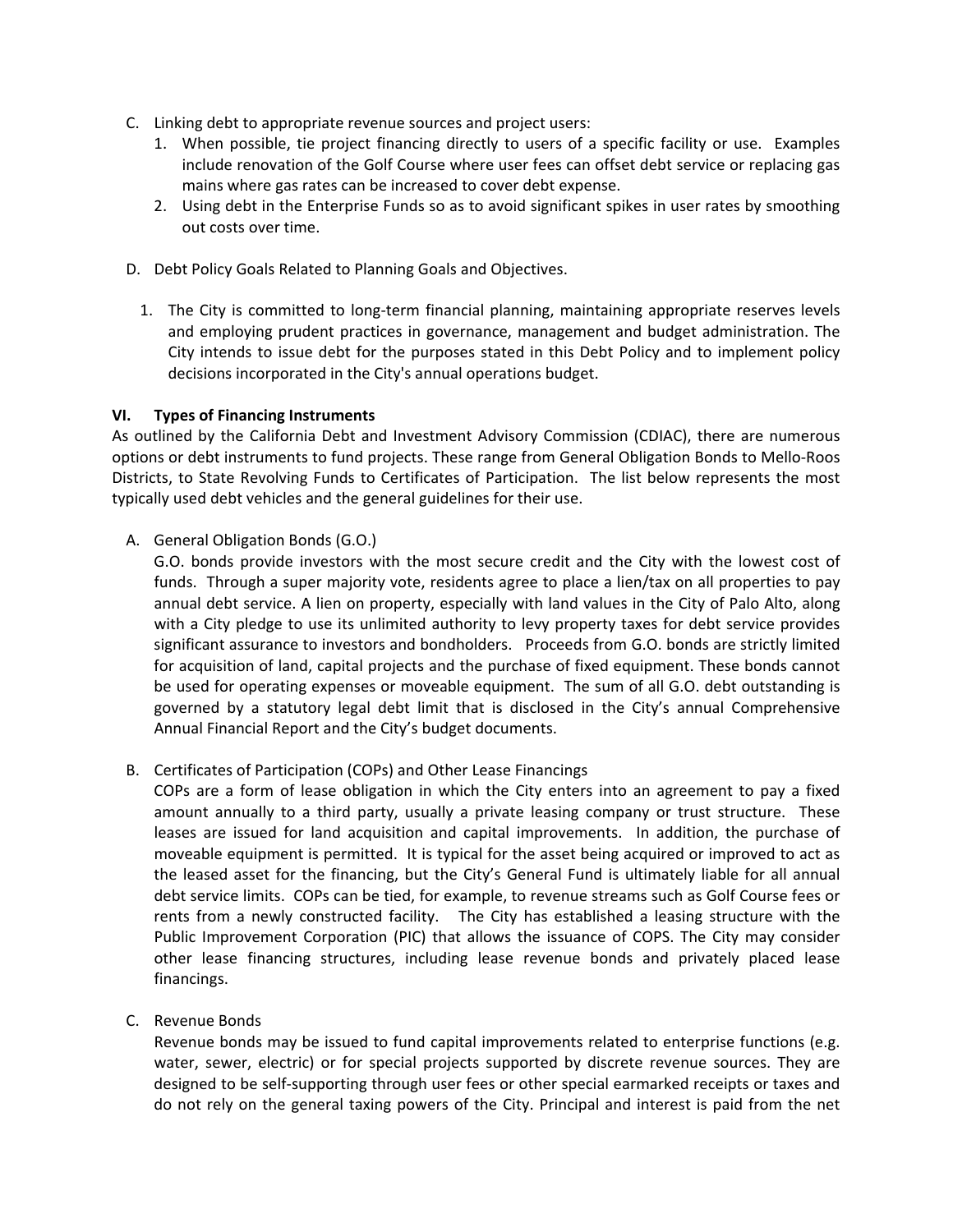C. Linking debt to appropriate revenue sources and project users:
   1. When possible, tie project financing directly to users of a specific facility or use. Examples include renovation of the Golf Course where user fees can offset debt service or replacing gas mains where gas rates can be increased to cover debt expense.
   2. Using debt in the Enterprise Funds so as to avoid significant spikes in user rates by smoothing out costs over time.

D. Debt Policy Goals Related to Planning Goals and Objectives.

   1. The City is committed to long-term financial planning, maintaining appropriate reserves levels and employing prudent practices in governance, management and budget administration. The City intends to issue debt for the purposes stated in this Debt Policy and to implement policy decisions incorporated in the City's annual operations budget.

## VI. Types of Financing Instruments

As outlined by the California Debt and Investment Advisory Commission (CDIAC), there are numerous options or debt instruments to fund projects. These range from General Obligation Bonds to Mello-Roos Districts, to State Revolving Funds to Certificates of Participation. The list below represents the most typically used debt vehicles and the general guidelines for their use.

A. General Obligation Bonds (G.O.)

   G.O. bonds provide investors with the most secure credit and the City with the lowest cost of funds. Through a super majority vote, residents agree to place a lien/tax on all properties to pay annual debt service. A lien on property, especially with land values in the City of Palo Alto, along with a City pledge to use its unlimited authority to levy property taxes for debt service provides significant assurance to investors and bondholders. Proceeds from G.O. bonds are strictly limited for acquisition of land, capital projects and the purchase of fixed equipment. These bonds cannot be used for operating expenses or moveable equipment. The sum of all G.O. debt outstanding is governed by a statutory legal debt limit that is disclosed in the City's annual Comprehensive Annual Financial Report and the City's budget documents.

B. Certificates of Participation (COPs) and Other Lease Financings

   COPs are a form of lease obligation in which the City enters into an agreement to pay a fixed amount annually to a third party, usually a private leasing company or trust structure. These leases are issued for land acquisition and capital improvements. In addition, the purchase of moveable equipment is permitted. It is typical for the asset being acquired or improved to act as the leased asset for the financing, but the City's General Fund is ultimately liable for all annual debt service limits. COPs can be tied, for example, to revenue streams such as Golf Course fees or rents from a newly constructed facility. The City has established a leasing structure with the Public Improvement Corporation (PIC) that allows the issuance of COPS. The City may consider other lease financing structures, including lease revenue bonds and privately placed lease financings.

C. Revenue Bonds

   Revenue bonds may be issued to fund capital improvements related to enterprise functions (e.g. water, sewer, electric) or for special projects supported by discrete revenue sources. They are designed to be self-supporting through user fees or other special earmarked receipts or taxes and do not rely on the general taxing powers of the City. Principal and interest is paid from the net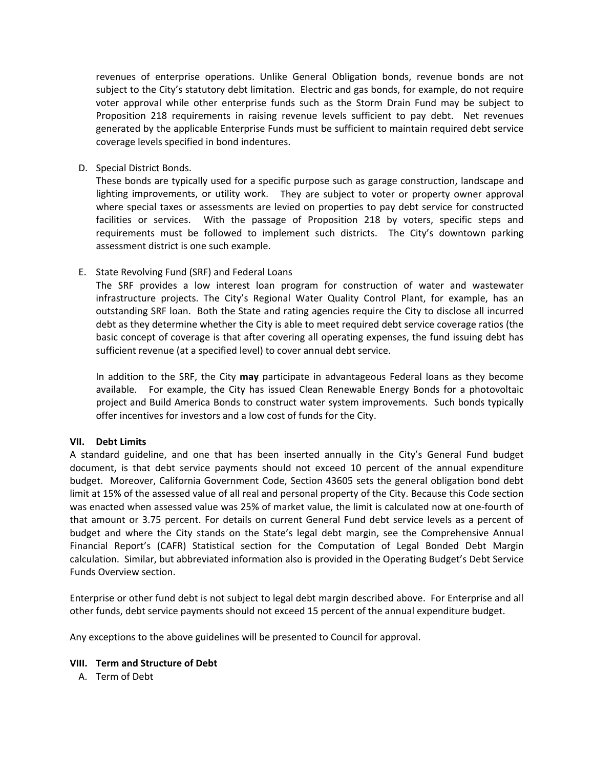revenues of enterprise operations. Unlike General Obligation bonds, revenue bonds are not subject to the City's statutory debt limitation. Electric and gas bonds, for example, do not require voter approval while other enterprise funds such as the Storm Drain Fund may be subject to Proposition 218 requirements in raising revenue levels sufficient to pay debt. Net revenues generated by the applicable Enterprise Funds must be sufficient to maintain required debt service coverage levels specified in bond indentures.

D. Special District Bonds.
   These bonds are typically used for a specific purpose such as garage construction, landscape and lighting improvements, or utility work. They are subject to voter or property owner approval where special taxes or assessments are levied on properties to pay debt service for constructed facilities or services. With the passage of Proposition 218 by voters, specific steps and requirements must be followed to implement such districts. The City's downtown parking assessment district is one such example.

E. State Revolving Fund (SRF) and Federal Loans
   The SRF provides a low interest loan program for construction of water and wastewater infrastructure projects. The City's Regional Water Quality Control Plant, for example, has an outstanding SRF loan. Both the State and rating agencies require the City to disclose all incurred debt as they determine whether the City is able to meet required debt service coverage ratios (the basic concept of coverage is that after covering all operating expenses, the fund issuing debt has sufficient revenue (at a specified level) to cover annual debt service.

   In addition to the SRF, the City **may** participate in advantageous Federal loans as they become available. For example, the City has issued Clean Renewable Energy Bonds for a photovoltaic project and Build America Bonds to construct water system improvements. Such bonds typically offer incentives for investors and a low cost of funds for the City.

## VII. Debt Limits

A standard guideline, and one that has been inserted annually in the City's General Fund budget document, is that debt service payments should not exceed 10 percent of the annual expenditure budget. Moreover, California Government Code, Section 43605 sets the general obligation bond debt limit at 15% of the assessed value of all real and personal property of the City. Because this Code section was enacted when assessed value was 25% of market value, the limit is calculated now at one-fourth of that amount or 3.75 percent. For details on current General Fund debt service levels as a percent of budget and where the City stands on the State's legal debt margin, see the Comprehensive Annual Financial Report's (CAFR) Statistical section for the Computation of Legal Bonded Debt Margin calculation. Similar, but abbreviated information also is provided in the Operating Budget's Debt Service Funds Overview section.

Enterprise or other fund debt is not subject to legal debt margin described above. For Enterprise and all other funds, debt service payments should not exceed 15 percent of the annual expenditure budget.

Any exceptions to the above guidelines will be presented to Council for approval.

## VIII. Term and Structure of Debt

A. Term of Debt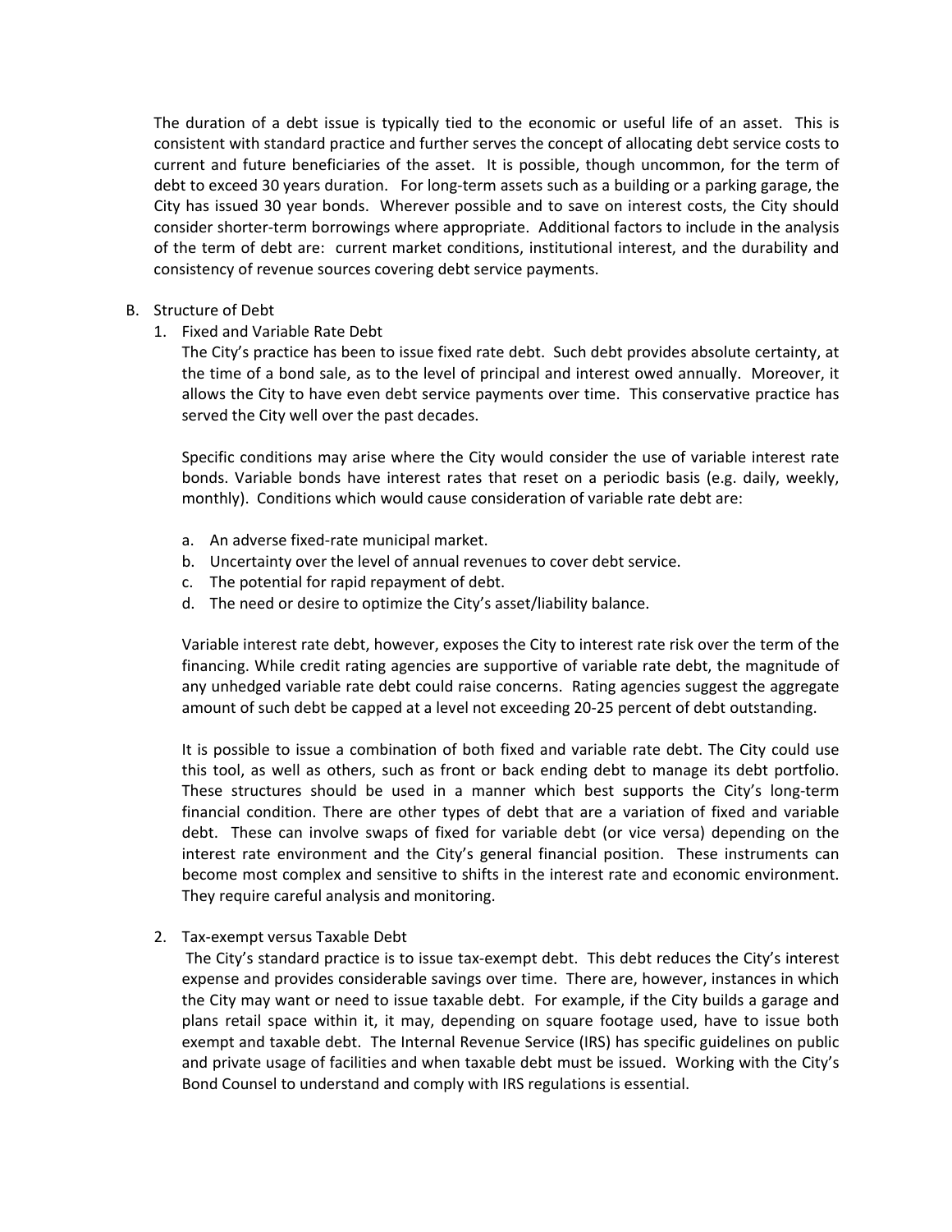The duration of a debt issue is typically tied to the economic or useful life of an asset. This is consistent with standard practice and further serves the concept of allocating debt service costs to current and future beneficiaries of the asset. It is possible, though uncommon, for the term of debt to exceed 30 years duration. For long-term assets such as a building or a parking garage, the City has issued 30 year bonds. Wherever possible and to save on interest costs, the City should consider shorter-term borrowings where appropriate. Additional factors to include in the analysis of the term of debt are: current market conditions, institutional interest, and the durability and consistency of revenue sources covering debt service payments.

B. Structure of Debt

1. Fixed and Variable Rate Debt

The City's practice has been to issue fixed rate debt. Such debt provides absolute certainty, at the time of a bond sale, as to the level of principal and interest owed annually. Moreover, it allows the City to have even debt service payments over time. This conservative practice has served the City well over the past decades.

Specific conditions may arise where the City would consider the use of variable interest rate bonds. Variable bonds have interest rates that reset on a periodic basis (e.g. daily, weekly, monthly). Conditions which would cause consideration of variable rate debt are:

a. An adverse fixed-rate municipal market.
b. Uncertainty over the level of annual revenues to cover debt service.
c. The potential for rapid repayment of debt.
d. The need or desire to optimize the City's asset/liability balance.

Variable interest rate debt, however, exposes the City to interest rate risk over the term of the financing. While credit rating agencies are supportive of variable rate debt, the magnitude of any unhedged variable rate debt could raise concerns. Rating agencies suggest the aggregate amount of such debt be capped at a level not exceeding 20-25 percent of debt outstanding.

It is possible to issue a combination of both fixed and variable rate debt. The City could use this tool, as well as others, such as front or back ending debt to manage its debt portfolio. These structures should be used in a manner which best supports the City's long-term financial condition. There are other types of debt that are a variation of fixed and variable debt. These can involve swaps of fixed for variable debt (or vice versa) depending on the interest rate environment and the City's general financial position. These instruments can become most complex and sensitive to shifts in the interest rate and economic environment. They require careful analysis and monitoring.

2. Tax-exempt versus Taxable Debt

The City's standard practice is to issue tax-exempt debt. This debt reduces the City's interest expense and provides considerable savings over time. There are, however, instances in which the City may want or need to issue taxable debt. For example, if the City builds a garage and plans retail space within it, it may, depending on square footage used, have to issue both exempt and taxable debt. The Internal Revenue Service (IRS) has specific guidelines on public and private usage of facilities and when taxable debt must be issued. Working with the City's Bond Counsel to understand and comply with IRS regulations is essential.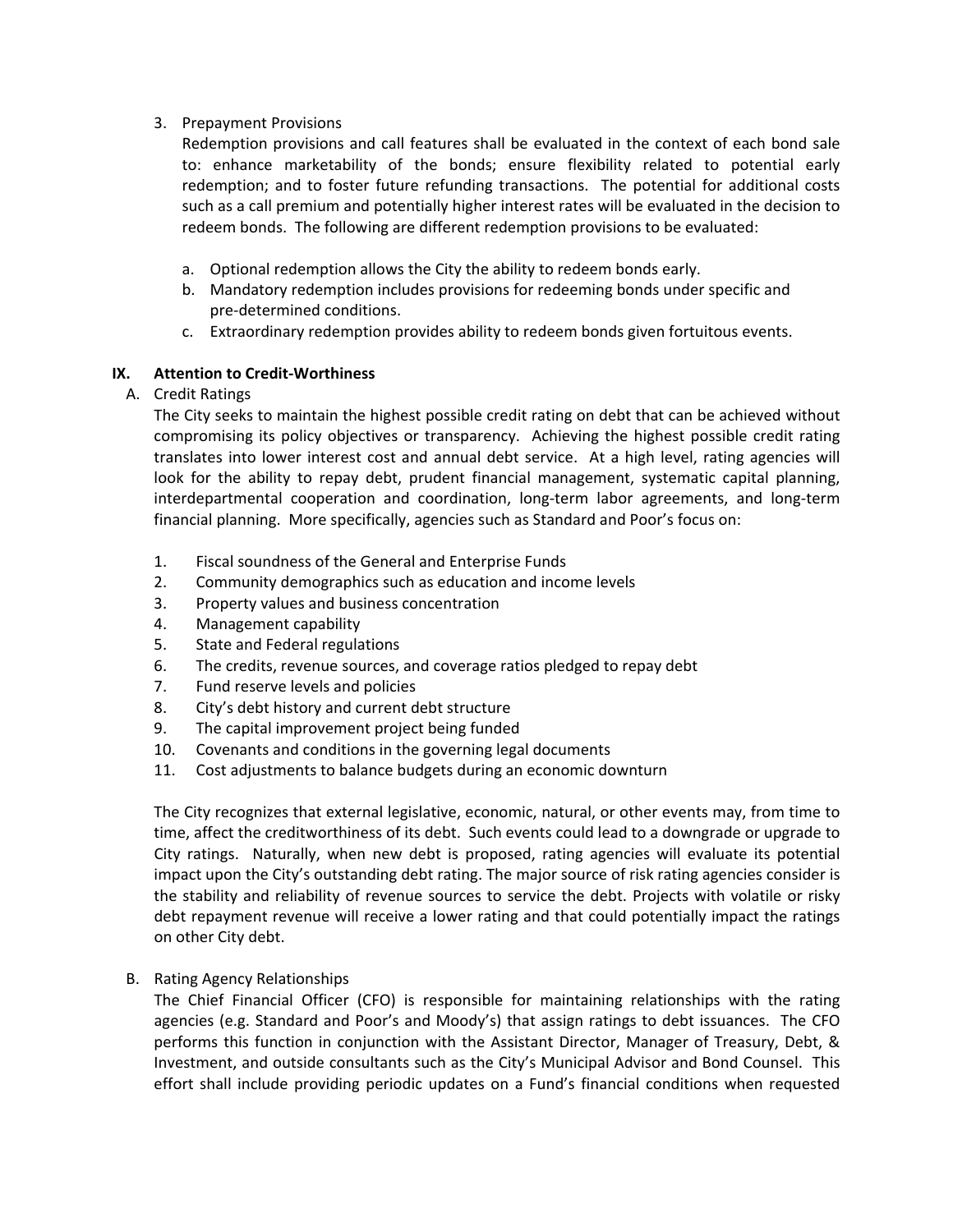3. Prepayment Provisions

   Redemption provisions and call features shall be evaluated in the context of each bond sale to: enhance marketability of the bonds; ensure flexibility related to potential early redemption; and to foster future refunding transactions. The potential for additional costs such as a call premium and potentially higher interest rates will be evaluated in the decision to redeem bonds. The following are different redemption provisions to be evaluated:

   a. Optional redemption allows the City the ability to redeem bonds early.
   b. Mandatory redemption includes provisions for redeeming bonds under specific and pre-determined conditions.
   c. Extraordinary redemption provides ability to redeem bonds given fortuitous events.

## IX. Attention to Credit-Worthiness

A. Credit Ratings

The City seeks to maintain the highest possible credit rating on debt that can be achieved without compromising its policy objectives or transparency. Achieving the highest possible credit rating translates into lower interest cost and annual debt service. At a high level, rating agencies will look for the ability to repay debt, prudent financial management, systematic capital planning, interdepartmental cooperation and coordination, long-term labor agreements, and long-term financial planning. More specifically, agencies such as Standard and Poor's focus on:

1. Fiscal soundness of the General and Enterprise Funds
2. Community demographics such as education and income levels
3. Property values and business concentration
4. Management capability
5. State and Federal regulations
6. The credits, revenue sources, and coverage ratios pledged to repay debt
7. Fund reserve levels and policies
8. City's debt history and current debt structure
9. The capital improvement project being funded
10. Covenants and conditions in the governing legal documents
11. Cost adjustments to balance budgets during an economic downturn

The City recognizes that external legislative, economic, natural, or other events may, from time to time, affect the creditworthiness of its debt. Such events could lead to a downgrade or upgrade to City ratings. Naturally, when new debt is proposed, rating agencies will evaluate its potential impact upon the City's outstanding debt rating. The major source of risk rating agencies consider is the stability and reliability of revenue sources to service the debt. Projects with volatile or risky debt repayment revenue will receive a lower rating and that could potentially impact the ratings on other City debt.

B. Rating Agency Relationships

The Chief Financial Officer (CFO) is responsible for maintaining relationships with the rating agencies (e.g. Standard and Poor's and Moody's) that assign ratings to debt issuances. The CFO performs this function in conjunction with the Assistant Director, Manager of Treasury, Debt, & Investment, and outside consultants such as the City's Municipal Advisor and Bond Counsel. This effort shall include providing periodic updates on a Fund's financial conditions when requested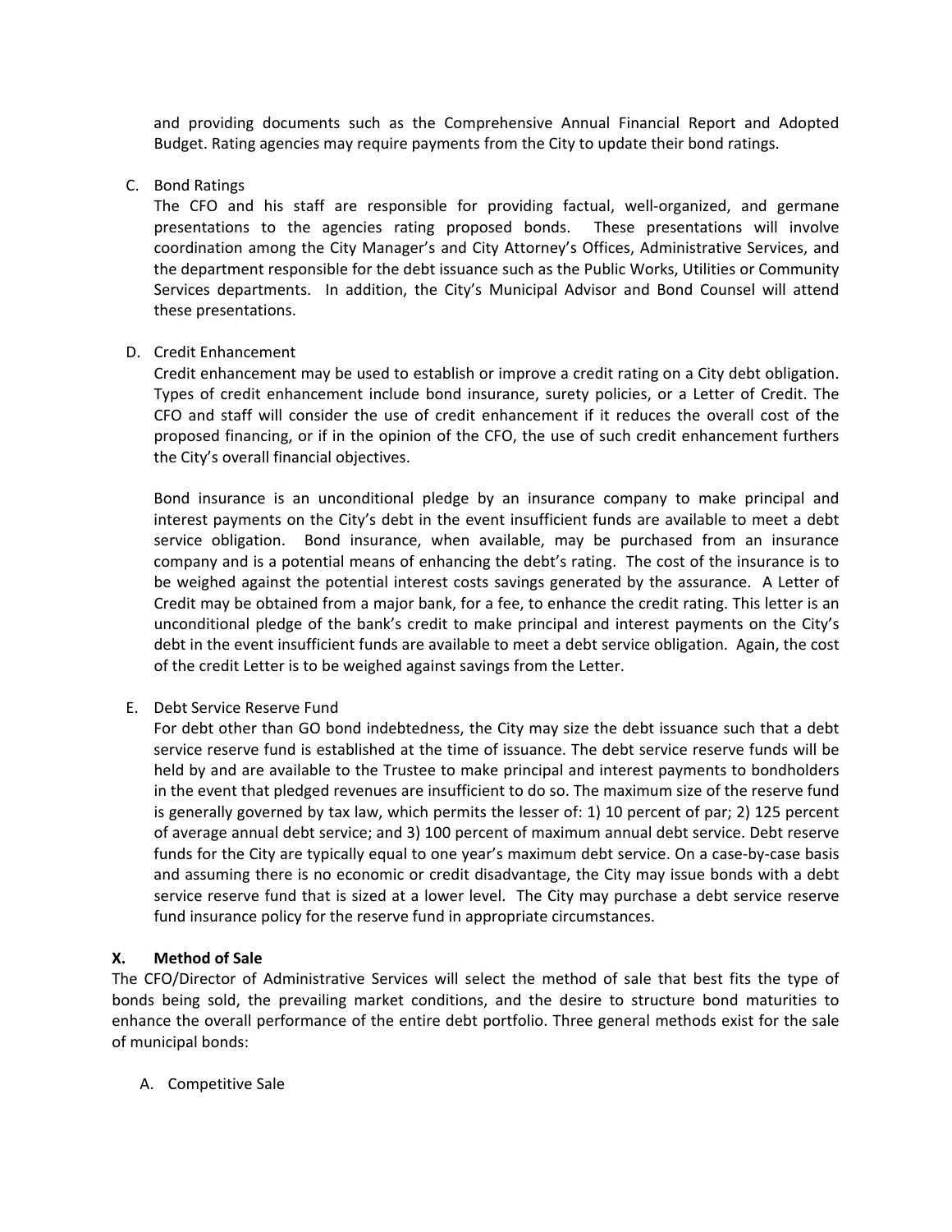and providing documents such as the Comprehensive Annual Financial Report and Adopted Budget. Rating agencies may require payments from the City to update their bond ratings.

C. Bond Ratings

The CFO and his staff are responsible for providing factual, well-organized, and germane presentations to the agencies rating proposed bonds. These presentations will involve coordination among the City Manager's and City Attorney's Offices, Administrative Services, and the department responsible for the debt issuance such as the Public Works, Utilities or Community Services departments. In addition, the City's Municipal Advisor and Bond Counsel will attend these presentations.

D. Credit Enhancement

Credit enhancement may be used to establish or improve a credit rating on a City debt obligation. Types of credit enhancement include bond insurance, surety policies, or a Letter of Credit. The CFO and staff will consider the use of credit enhancement if it reduces the overall cost of the proposed financing, or if in the opinion of the CFO, the use of such credit enhancement furthers the City's overall financial objectives.

Bond insurance is an unconditional pledge by an insurance company to make principal and interest payments on the City's debt in the event insufficient funds are available to meet a debt service obligation. Bond insurance, when available, may be purchased from an insurance company and is a potential means of enhancing the debt's rating. The cost of the insurance is to be weighed against the potential interest costs savings generated by the assurance. A Letter of Credit may be obtained from a major bank, for a fee, to enhance the credit rating. This letter is an unconditional pledge of the bank's credit to make principal and interest payments on the City's debt in the event insufficient funds are available to meet a debt service obligation. Again, the cost of the credit Letter is to be weighed against savings from the Letter.

E. Debt Service Reserve Fund

For debt other than GO bond indebtedness, the City may size the debt issuance such that a debt service reserve fund is established at the time of issuance. The debt service reserve funds will be held by and are available to the Trustee to make principal and interest payments to bondholders in the event that pledged revenues are insufficient to do so. The maximum size of the reserve fund is generally governed by tax law, which permits the lesser of: 1) 10 percent of par; 2) 125 percent of average annual debt service; and 3) 100 percent of maximum annual debt service. Debt reserve funds for the City are typically equal to one year's maximum debt service. On a case-by-case basis and assuming there is no economic or credit disadvantage, the City may issue bonds with a debt service reserve fund that is sized at a lower level. The City may purchase a debt service reserve fund insurance policy for the reserve fund in appropriate circumstances.

## X. Method of Sale

The CFO/Director of Administrative Services will select the method of sale that best fits the type of bonds being sold, the prevailing market conditions, and the desire to structure bond maturities to enhance the overall performance of the entire debt portfolio. Three general methods exist for the sale of municipal bonds:

A. Competitive Sale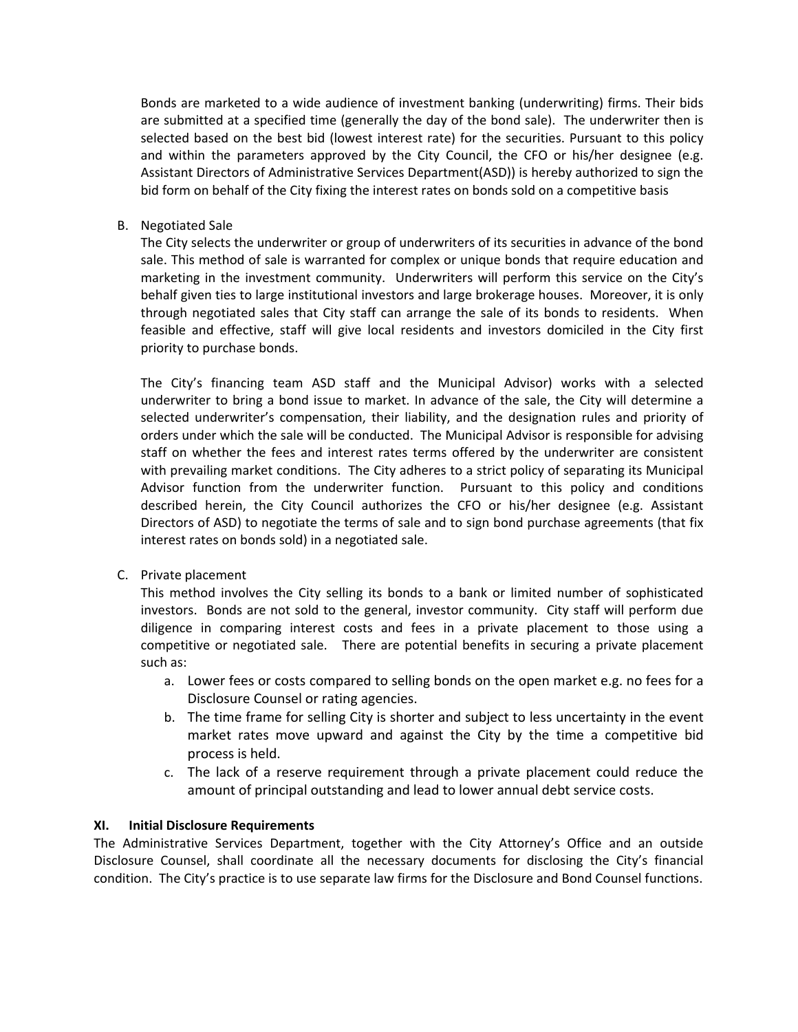Bonds are marketed to a wide audience of investment banking (underwriting) firms. Their bids are submitted at a specified time (generally the day of the bond sale). The underwriter then is selected based on the best bid (lowest interest rate) for the securities. Pursuant to this policy and within the parameters approved by the City Council, the CFO or his/her designee (e.g. Assistant Directors of Administrative Services Department(ASD)) is hereby authorized to sign the bid form on behalf of the City fixing the interest rates on bonds sold on a competitive basis

B. Negotiated Sale

The City selects the underwriter or group of underwriters of its securities in advance of the bond sale. This method of sale is warranted for complex or unique bonds that require education and marketing in the investment community. Underwriters will perform this service on the City's behalf given ties to large institutional investors and large brokerage houses. Moreover, it is only through negotiated sales that City staff can arrange the sale of its bonds to residents. When feasible and effective, staff will give local residents and investors domiciled in the City first priority to purchase bonds.

The City's financing team ASD staff and the Municipal Advisor) works with a selected underwriter to bring a bond issue to market. In advance of the sale, the City will determine a selected underwriter's compensation, their liability, and the designation rules and priority of orders under which the sale will be conducted. The Municipal Advisor is responsible for advising staff on whether the fees and interest rates terms offered by the underwriter are consistent with prevailing market conditions. The City adheres to a strict policy of separating its Municipal Advisor function from the underwriter function. Pursuant to this policy and conditions described herein, the City Council authorizes the CFO or his/her designee (e.g. Assistant Directors of ASD) to negotiate the terms of sale and to sign bond purchase agreements (that fix interest rates on bonds sold) in a negotiated sale.

C. Private placement

This method involves the City selling its bonds to a bank or limited number of sophisticated investors. Bonds are not sold to the general, investor community. City staff will perform due diligence in comparing interest costs and fees in a private placement to those using a competitive or negotiated sale. There are potential benefits in securing a private placement such as:

a. Lower fees or costs compared to selling bonds on the open market e.g. no fees for a Disclosure Counsel or rating agencies.
b. The time frame for selling City is shorter and subject to less uncertainty in the event market rates move upward and against the City by the time a competitive bid process is held.
c. The lack of a reserve requirement through a private placement could reduce the amount of principal outstanding and lead to lower annual debt service costs.

### XI. Initial Disclosure Requirements

The Administrative Services Department, together with the City Attorney's Office and an outside Disclosure Counsel, shall coordinate all the necessary documents for disclosing the City's financial condition. The City's practice is to use separate law firms for the Disclosure and Bond Counsel functions.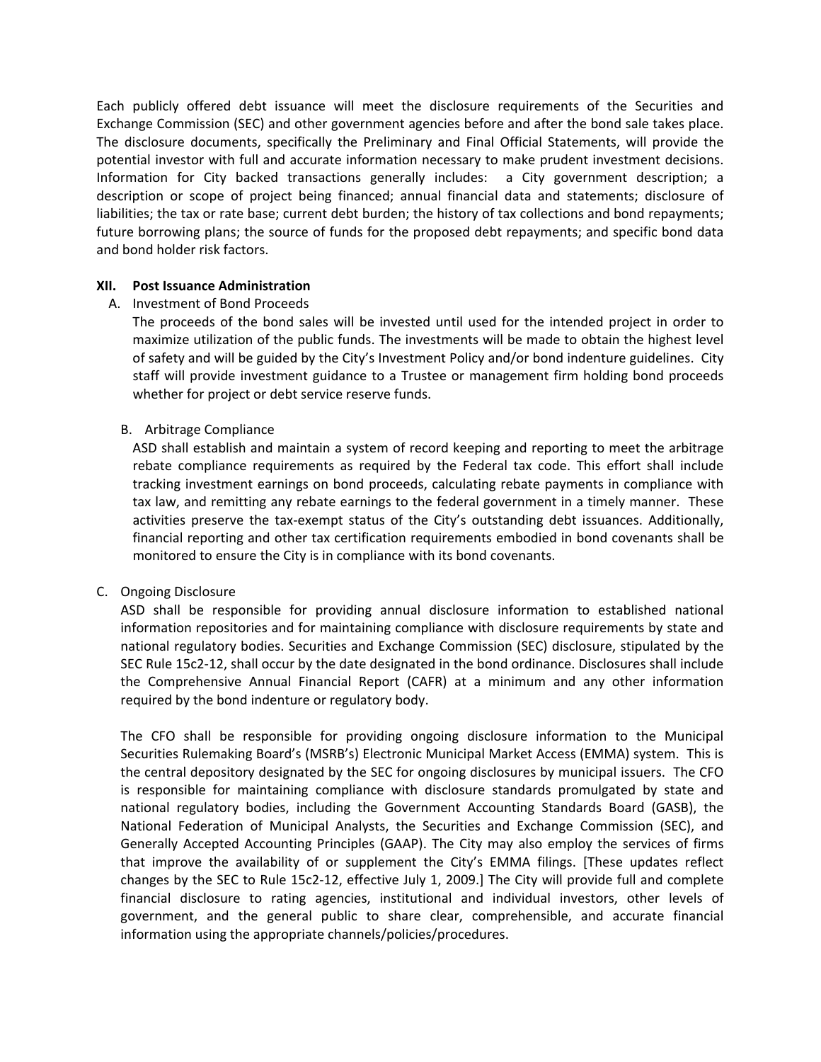Each publicly offered debt issuance will meet the disclosure requirements of the Securities and Exchange Commission (SEC) and other government agencies before and after the bond sale takes place. The disclosure documents, specifically the Preliminary and Final Official Statements, will provide the potential investor with full and accurate information necessary to make prudent investment decisions. Information for City backed transactions generally includes: a City government description; a description or scope of project being financed; annual financial data and statements; disclosure of liabilities; the tax or rate base; current debt burden; the history of tax collections and bond repayments; future borrowing plans; the source of funds for the proposed debt repayments; and specific bond data and bond holder risk factors.

## XII. Post Issuance Administration

A. Investment of Bond Proceeds

The proceeds of the bond sales will be invested until used for the intended project in order to maximize utilization of the public funds. The investments will be made to obtain the highest level of safety and will be guided by the City's Investment Policy and/or bond indenture guidelines. City staff will provide investment guidance to a Trustee or management firm holding bond proceeds whether for project or debt service reserve funds.

B. Arbitrage Compliance

ASD shall establish and maintain a system of record keeping and reporting to meet the arbitrage rebate compliance requirements as required by the Federal tax code. This effort shall include tracking investment earnings on bond proceeds, calculating rebate payments in compliance with tax law, and remitting any rebate earnings to the federal government in a timely manner. These activities preserve the tax-exempt status of the City's outstanding debt issuances. Additionally, financial reporting and other tax certification requirements embodied in bond covenants shall be monitored to ensure the City is in compliance with its bond covenants.

C. Ongoing Disclosure

ASD shall be responsible for providing annual disclosure information to established national information repositories and for maintaining compliance with disclosure requirements by state and national regulatory bodies. Securities and Exchange Commission (SEC) disclosure, stipulated by the SEC Rule 15c2-12, shall occur by the date designated in the bond ordinance. Disclosures shall include the Comprehensive Annual Financial Report (CAFR) at a minimum and any other information required by the bond indenture or regulatory body.

The CFO shall be responsible for providing ongoing disclosure information to the Municipal Securities Rulemaking Board's (MSRB's) Electronic Municipal Market Access (EMMA) system. This is the central depository designated by the SEC for ongoing disclosures by municipal issuers. The CFO is responsible for maintaining compliance with disclosure standards promulgated by state and national regulatory bodies, including the Government Accounting Standards Board (GASB), the National Federation of Municipal Analysts, the Securities and Exchange Commission (SEC), and Generally Accepted Accounting Principles (GAAP). The City may also employ the services of firms that improve the availability of or supplement the City's EMMA filings. [These updates reflect changes by the SEC to Rule 15c2-12, effective July 1, 2009.] The City will provide full and complete financial disclosure to rating agencies, institutional and individual investors, other levels of government, and the general public to share clear, comprehensible, and accurate financial information using the appropriate channels/policies/procedures.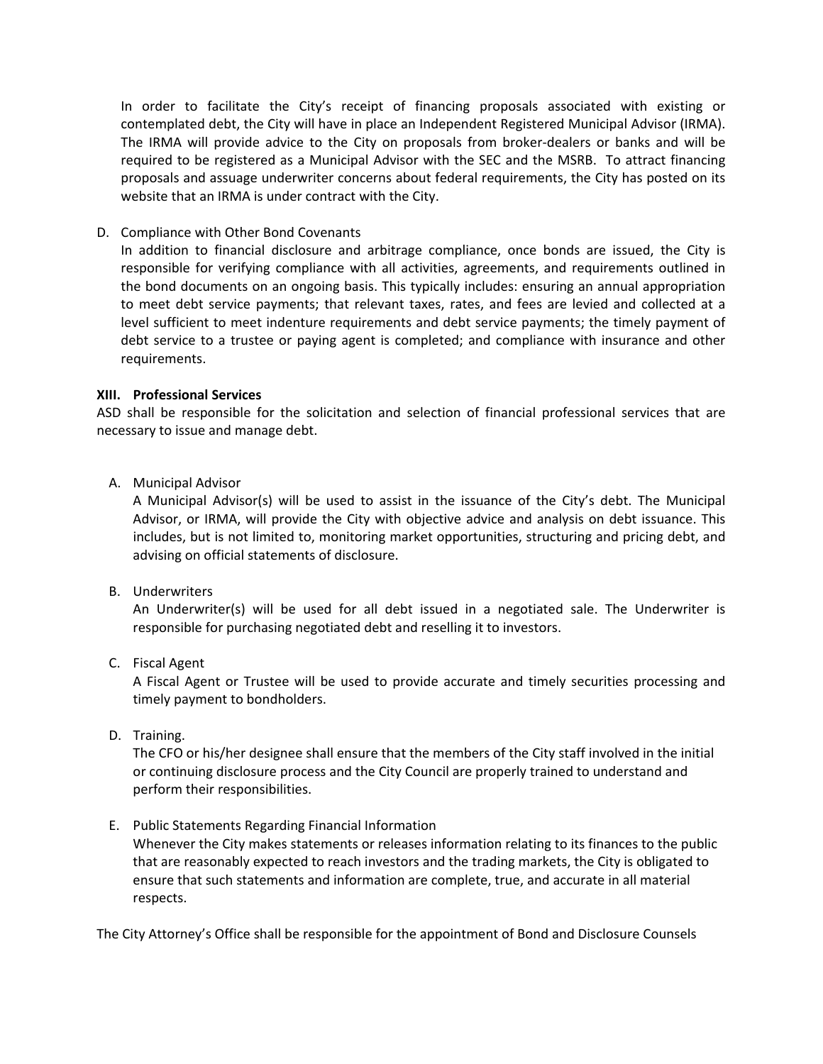In order to facilitate the City's receipt of financing proposals associated with existing or contemplated debt, the City will have in place an Independent Registered Municipal Advisor (IRMA). The IRMA will provide advice to the City on proposals from broker-dealers or banks and will be required to be registered as a Municipal Advisor with the SEC and the MSRB. To attract financing proposals and assuage underwriter concerns about federal requirements, the City has posted on its website that an IRMA is under contract with the City.

D. Compliance with Other Bond Covenants

In addition to financial disclosure and arbitrage compliance, once bonds are issued, the City is responsible for verifying compliance with all activities, agreements, and requirements outlined in the bond documents on an ongoing basis. This typically includes: ensuring an annual appropriation to meet debt service payments; that relevant taxes, rates, and fees are levied and collected at a level sufficient to meet indenture requirements and debt service payments; the timely payment of debt service to a trustee or paying agent is completed; and compliance with insurance and other requirements.

### XIII. Professional Services

ASD shall be responsible for the solicitation and selection of financial professional services that are necessary to issue and manage debt.

A. Municipal Advisor

A Municipal Advisor(s) will be used to assist in the issuance of the City's debt. The Municipal Advisor, or IRMA, will provide the City with objective advice and analysis on debt issuance. This includes, but is not limited to, monitoring market opportunities, structuring and pricing debt, and advising on official statements of disclosure.

B. Underwriters

An Underwriter(s) will be used for all debt issued in a negotiated sale. The Underwriter is responsible for purchasing negotiated debt and reselling it to investors.

C. Fiscal Agent

A Fiscal Agent or Trustee will be used to provide accurate and timely securities processing and timely payment to bondholders.

D. Training.

The CFO or his/her designee shall ensure that the members of the City staff involved in the initial or continuing disclosure process and the City Council are properly trained to understand and perform their responsibilities.

E. Public Statements Regarding Financial Information

Whenever the City makes statements or releases information relating to its finances to the public that are reasonably expected to reach investors and the trading markets, the City is obligated to ensure that such statements and information are complete, true, and accurate in all material respects.

The City Attorney's Office shall be responsible for the appointment of Bond and Disclosure Counsels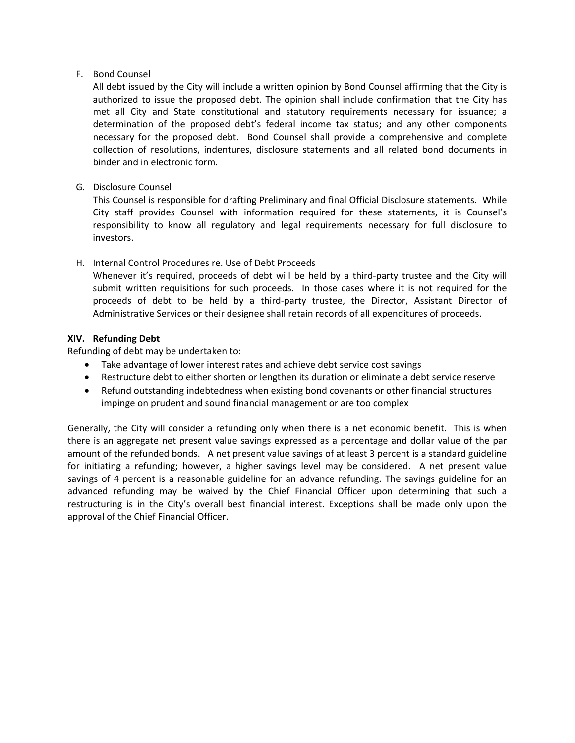F. Bond Counsel

All debt issued by the City will include a written opinion by Bond Counsel affirming that the City is authorized to issue the proposed debt. The opinion shall include confirmation that the City has met all City and State constitutional and statutory requirements necessary for issuance; a determination of the proposed debt's federal income tax status; and any other components necessary for the proposed debt. Bond Counsel shall provide a comprehensive and complete collection of resolutions, indentures, disclosure statements and all related bond documents in binder and in electronic form.

G. Disclosure Counsel

This Counsel is responsible for drafting Preliminary and final Official Disclosure statements. While City staff provides Counsel with information required for these statements, it is Counsel's responsibility to know all regulatory and legal requirements necessary for full disclosure to investors.

H. Internal Control Procedures re. Use of Debt Proceeds

Whenever it's required, proceeds of debt will be held by a third-party trustee and the City will submit written requisitions for such proceeds. In those cases where it is not required for the proceeds of debt to be held by a third-party trustee, the Director, Assistant Director of Administrative Services or their designee shall retain records of all expenditures of proceeds.

**XIV. Refunding Debt**

Refunding of debt may be undertaken to:

- Take advantage of lower interest rates and achieve debt service cost savings
- Restructure debt to either shorten or lengthen its duration or eliminate a debt service reserve
- Refund outstanding indebtedness when existing bond covenants or other financial structures impinge on prudent and sound financial management or are too complex

Generally, the City will consider a refunding only when there is a net economic benefit. This is when there is an aggregate net present value savings expressed as a percentage and dollar value of the par amount of the refunded bonds. A net present value savings of at least 3 percent is a standard guideline for initiating a refunding; however, a higher savings level may be considered. A net present value savings of 4 percent is a reasonable guideline for an advance refunding. The savings guideline for an advanced refunding may be waived by the Chief Financial Officer upon determining that such a restructuring is in the City's overall best financial interest. Exceptions shall be made only upon the approval of the Chief Financial Officer.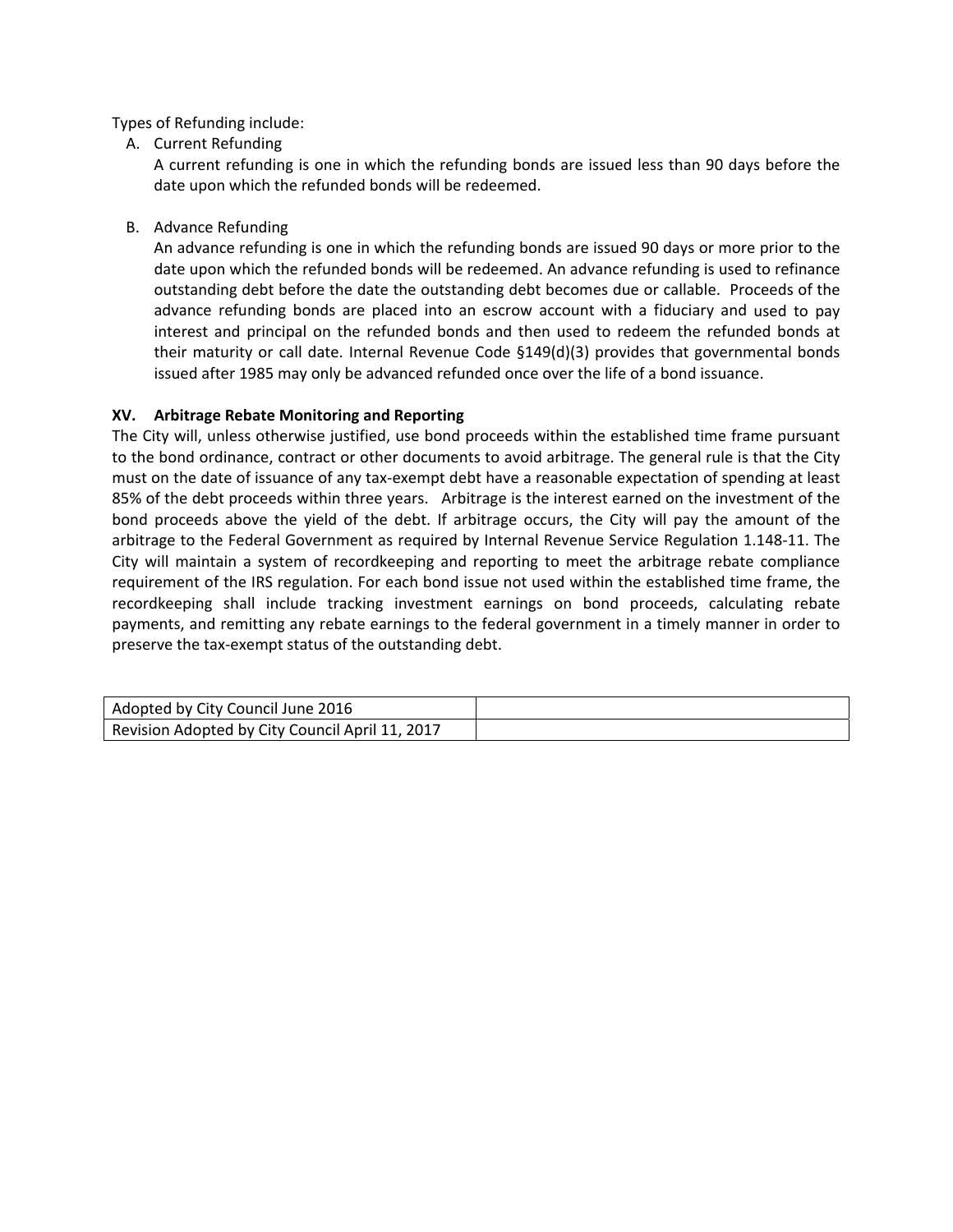Types of Refunding include:

A. Current Refunding

   A current refunding is one in which the refunding bonds are issued less than 90 days before the date upon which the refunded bonds will be redeemed.

B. Advance Refunding

   An advance refunding is one in which the refunding bonds are issued 90 days or more prior to the date upon which the refunded bonds will be redeemed. An advance refunding is used to refinance outstanding debt before the date the outstanding debt becomes due or callable. Proceeds of the advance refunding bonds are placed into an escrow account with a fiduciary and used to pay interest and principal on the refunded bonds and then used to redeem the refunded bonds at their maturity or call date. Internal Revenue Code §149(d)(3) provides that governmental bonds issued after 1985 may only be advanced refunded once over the life of a bond issuance.

**XV. Arbitrage Rebate Monitoring and Reporting**

The City will, unless otherwise justified, use bond proceeds within the established time frame pursuant to the bond ordinance, contract or other documents to avoid arbitrage. The general rule is that the City must on the date of issuance of any tax-exempt debt have a reasonable expectation of spending at least 85% of the debt proceeds within three years. Arbitrage is the interest earned on the investment of the bond proceeds above the yield of the debt. If arbitrage occurs, the City will pay the amount of the arbitrage to the Federal Government as required by Internal Revenue Service Regulation 1.148-11. The City will maintain a system of recordkeeping and reporting to meet the arbitrage rebate compliance requirement of the IRS regulation. For each bond issue not used within the established time frame, the recordkeeping shall include tracking investment earnings on bond proceeds, calculating rebate payments, and remitting any rebate earnings to the federal government in a timely manner in order to preserve the tax-exempt status of the outstanding debt.

| | |
|---|---|
| Adopted by City Council June 2016 | |
| Revision Adopted by City Council April 11, 2017 | |